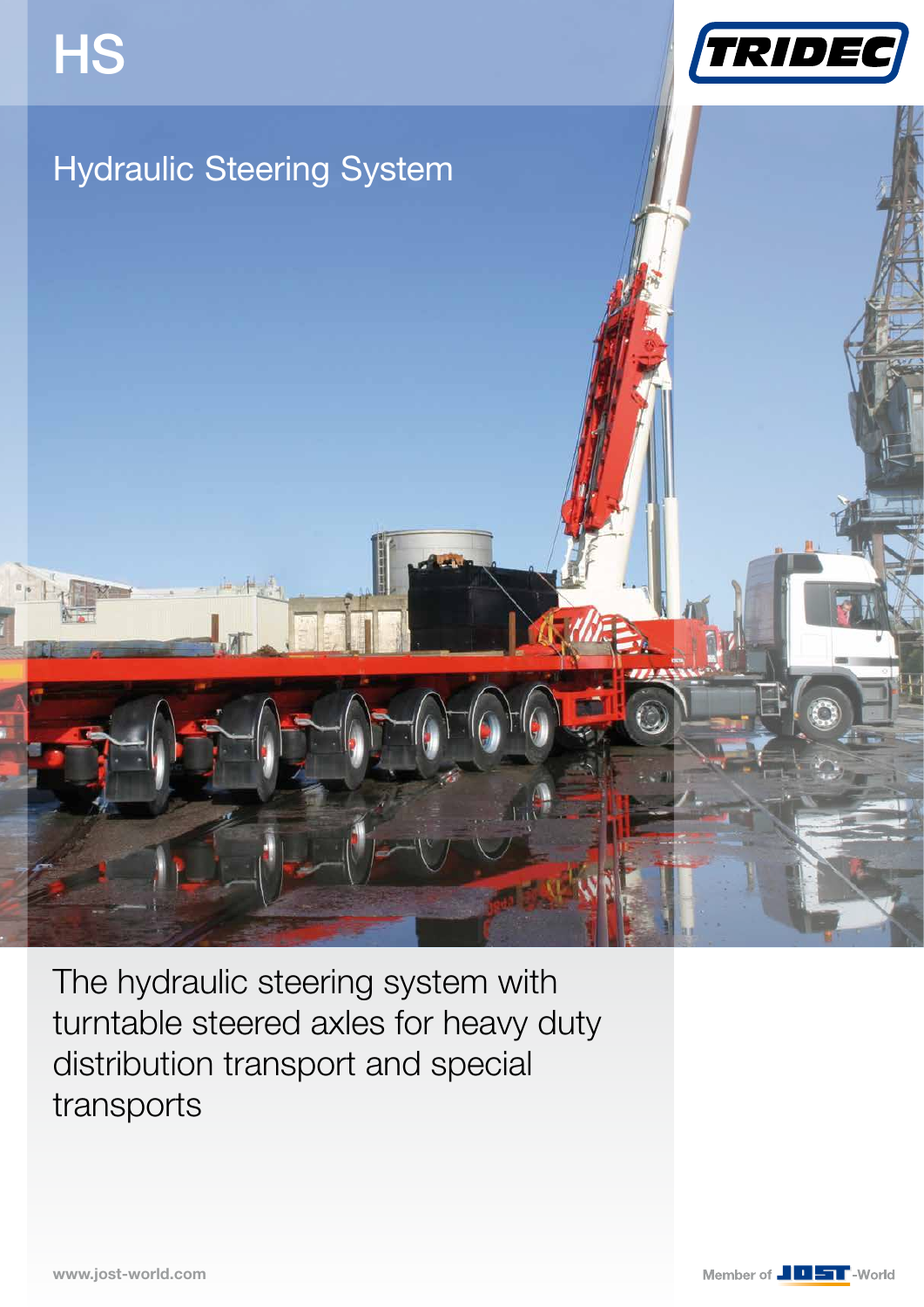# HS

TRIDEC

## Hydraulic Steering System

The hydraulic steering system with turntable steered axles for heavy duty distribution transport and special transports

www.jost-world.com

Member of JOST-World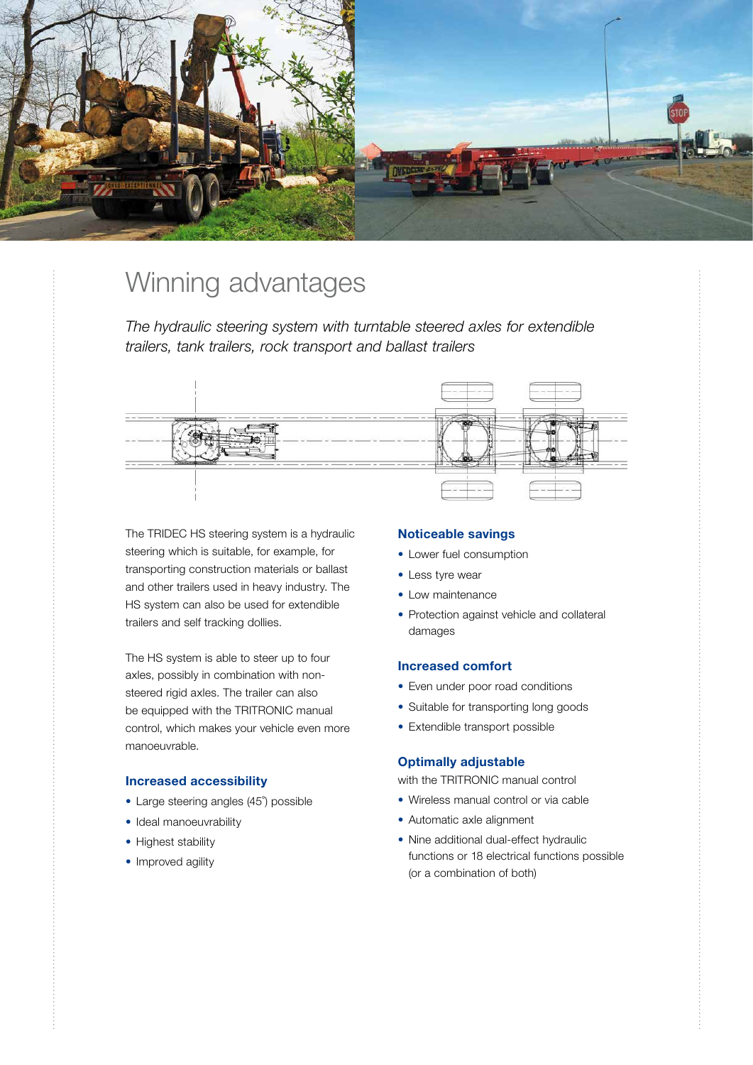# Winning advantages

*The hydraulic steering system with turntable steered axles for extendible trailers, tank trailers, rock transport and ballast trailers*

The TRIDEC HS steering system is a hydraulic steering which is suitable, for example, for transporting construction materials or ballast and other trailers used in heavy industry. The HS system can also be used for extendible trailers and self tracking dollies.

The HS system is able to steer up to four axles, possibly in combination with non-steered rigid axles. The trailer can also be equipped with the TRITRONIC manual control, which makes your vehicle even more manoeuvrable.

### Increased accessibility

- Large steering angles (45˚) possible
- Ideal manoeuvrability
- Highest stability
- Improved agility

### Noticeable savings

- Lower fuel consumption
- Less tyre wear
- Low maintenance
- Protection against vehicle and collateral damages

### Increased comfort

- Even under poor road conditions
- Suitable for transporting long goods
- Extendible transport possible

### Optimally adjustable

with the TRITRONIC manual control

- Wireless manual control or via cable
- Automatic axle alignment
- Nine additional dual-effect hydraulic functions or 18 electrical functions possible (or a combination of both)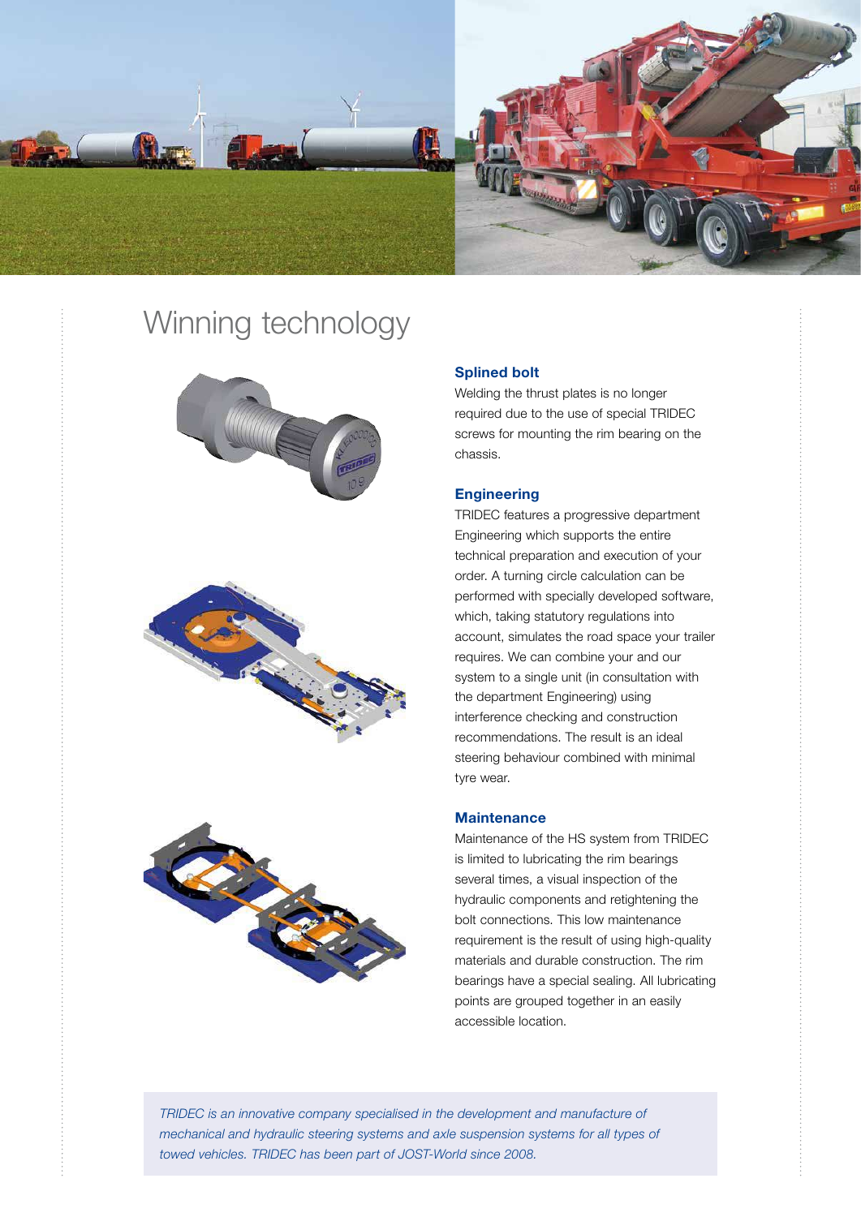# Winning technology

### Splined bolt

Welding the thrust plates is no longer required due to the use of special TRIDEC screws for mounting the rim bearing on the chassis.

### Engineering

TRIDEC features a progressive department Engineering which supports the entire technical preparation and execution of your order. A turning circle calculation can be performed with specially developed software, which, taking statutory regulations into account, simulates the road space your trailer requires. We can combine your and our system to a single unit (in consultation with the department Engineering) using interference checking and construction recommendations. The result is an ideal steering behaviour combined with minimal tyre wear.

### Maintenance

Maintenance of the HS system from TRIDEC is limited to lubricating the rim bearings several times, a visual inspection of the hydraulic components and retightening the bolt connections. This low maintenance requirement is the result of using high-quality materials and durable construction. The rim bearings have a special sealing. All lubricating points are grouped together in an easily accessible location.

*TRIDEC is an innovative company specialised in the development and manufacture of mechanical and hydraulic steering systems and axle suspension systems for all types of towed vehicles. TRIDEC has been part of JOST-World since 2008.*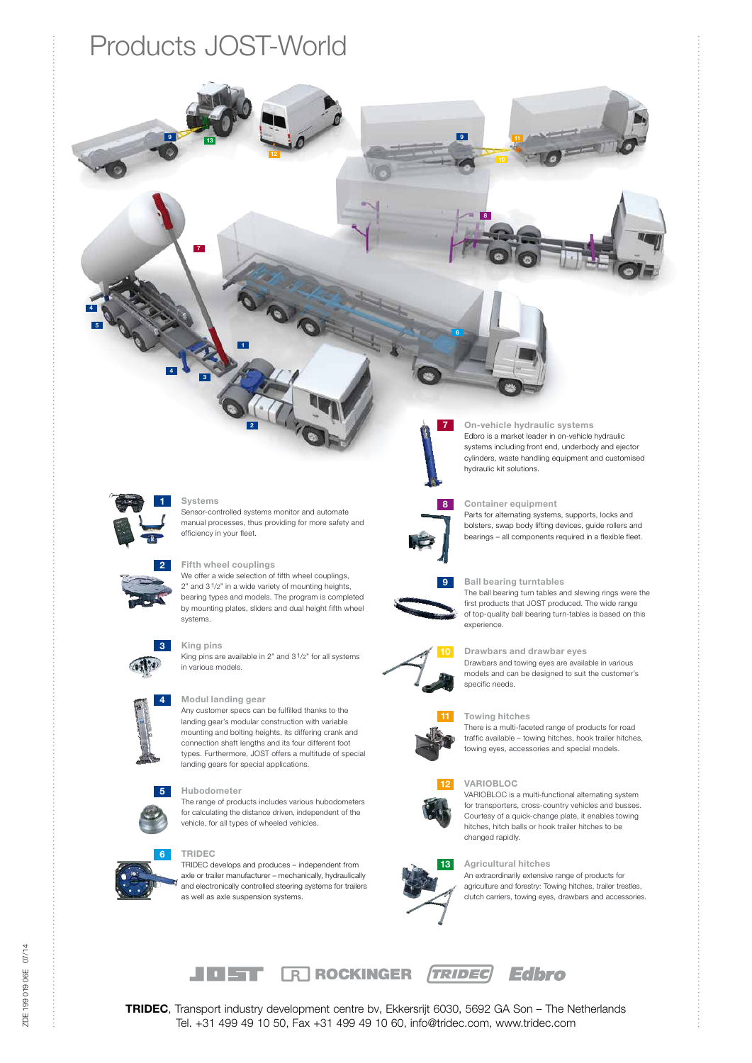# Products JOST-World

**1** Systems
Sensor-controlled systems monitor and automate manual processes, thus providing for more safety and efficiency in your fleet.

**2** Fifth wheel couplings
We offer a wide selection of fifth wheel couplings, 2" and 3 1/2" in a wide variety of mounting heights, bearing types and models. The program is completed by mounting plates, sliders and dual height fifth wheel systems.

**3** King pins
King pins are available in 2" and 3 1/2" for all systems in various models.

**4** Modul landing gear
Any customer specs can be fulfilled thanks to the landing gear's modular construction with variable mounting and bolting heights, its differing crank and connection shaft lengths and its four different foot types. Furthermore, JOST offers a multitude of special landing gears for special applications.

**5** Hubodometer
The range of products includes various hubodometers for calculating the distance driven, independent of the vehicle, for all types of wheeled vehicles.

**6** TRIDEC
TRIDEC develops and produces – independent from axle or trailer manufacturer – mechanically, hydraulically and electronically controlled steering systems for trailers as well as axle suspension systems.

**7** On-vehicle hydraulic systems
Edbro is a market leader in on-vehicle hydraulic systems including front end, underbody and ejector cylinders, waste handling equipment and customised hydraulic kit solutions.

**8** Container equipment
Parts for alternating systems, supports, locks and bolsters, swap body lifting devices, guide rollers and bearings – all components required in a flexible fleet.

**9** Ball bearing turntables
The ball bearing turn tables and slewing rings were the first products that JOST produced. The wide range of top-quality ball bearing turn-tables is based on this experience.

**10** Drawbars and drawbar eyes
Drawbars and towing eyes are available in various models and can be designed to suit the customer's specific needs.

**11** Towing hitches
There is a multi-faceted range of products for road traffic available – towing hitches, hook trailer hitches, towing eyes, accessories and special models.

**12** VARIOBLOC
VARIOBLOC is a multi-functional alternating system for transporters, cross-country vehicles and busses. Courtesy of a quick-change plate, it enables towing hitches, hitch balls or hook trailer hitches to be changed rapidly.

**13** Agricultural hitches
An extraordinarily extensive range of products for agriculture and forestry: Towing hitches, trailer trestles, clutch carriers, towing eyes, drawbars and accessories.

JOST ROCKINGER TRIDEC Edbro

**TRIDEC**, Transport industry development centre bv, Ekkersrijt 6030, 5692 GA Son – The Netherlands
Tel. +31 499 49 10 50, Fax +31 499 49 10 60, info@tridec.com, www.tridec.com

ZDE 199 019 06E 07/14